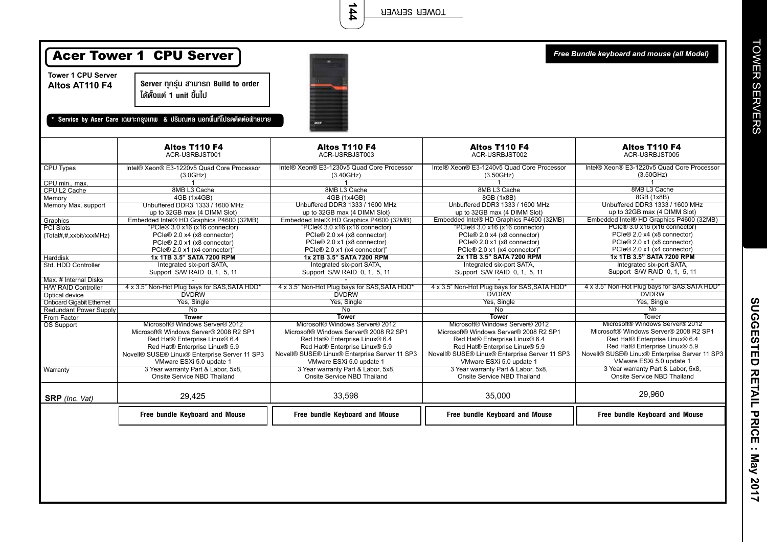# Acer Tower 1 CPU Server

*Free Bundle keyboard and mouse (all Model)*

**Tower 1 CPU Server**
**Altos AT110 F4**

**Server ทุกรุ่น สามารถ Build to order ได้ตั้งแต่ 1 unit ขึ้นไป**

**\* Service by Acer Care เฉพาะกรุงเทพ & ปริมณฑล นอกพื้นที่โปรดติดต่อฝ่ายขาย**

| | **Altos T110 F4** ACR-USRBJST001 | **Altos T110 F4** ACR-USRBJST003 | **Altos T110 F4** ACR-USRBJST002 | **Altos T110 F4** ACR-USRBJST005 |
|---|---|---|---|---|
| CPU Types | Intel® Xeon® E3-1220v5 Quad Core Processor (3.0GHz) | Intel® Xeon® E3-1230v5 Quad Core Processor (3.40GHz) | Intel® Xeon® E3-1240v5 Quad Core Processor (3.50GHz) | Intel® Xeon® E3-1220v5 Quad Core Processor (3.50GHz) |
| CPU min., max. | 1 | 1 | 1 | 1 |
| CPU L2 Cache | 8MB L3 Cache | 8MB L3 Cache | 8MB L3 Cache | 8MB L3 Cache |
| Memory | 4GB (1x4GB) | 4GB (1x4GB) | 8GB (1x8B) | 8GB (1x8B) |
| Memory Max. support | Unbuffered DDR3 1333 / 1600 MHz up to 32GB max (4 DIMM Slot) | Unbuffered DDR3 1333 / 1600 MHz up to 32GB max (4 DIMM Slot) | Unbuffered DDR3 1333 / 1600 MHz up to 32GB max (4 DIMM Slot) | Unbuffered DDR3 1333 / 1600 MHz up to 32GB max (4 DIMM Slot) |
| Graphics | Embedded Intel® HD Graphics P4600 (32MB) | Embedded Intel® HD Graphics P4600 (32MB) | Embedded Intel® HD Graphics P4600 (32MB) | Embedded Intel® HD Graphics P4600 (32MB) |
| PCI Slots (Total#,#,xxbit/xxxMHz) | "PCIe® 3.0 x16 (x16 connector) PCIe® 2.0 x4 (x8 connector) PCIe® 2.0 x1 (x8 connector) PCIe® 2.0 x1 (x4 connector)" | "PCIe® 3.0 x16 (x16 connector) PCIe® 2.0 x4 (x8 connector) PCIe® 2.0 x1 (x8 connector) PCIe® 2.0 x1 (x4 connector)" | "PCIe® 3.0 x16 (x16 connector) PCIe® 2.0 x4 (x8 connector) PCIe® 2.0 x1 (x8 connector) PCIe® 2.0 x1 (x4 connector)" | PCIe® 3.0 x16 (x16 connector) PCIe® 2.0 x4 (x8 connector) PCIe® 2.0 x1 (x8 connector) PCIe® 2.0 x1 (x4 connector) |
| Harddisk | **1x 1TB 3.5" SATA 7200 RPM** | **1x 2TB 3.5" SATA 7200 RPM** | **2x 1TB 3.5" SATA 7200 RPM** | **1x 1TB 3.5" SATA 7200 RPM** |
| Std. HDD Controller | Integrated six-port SATA, Support S/W RAID 0, 1, 5, 11 | Integrated six-port SATA, Support S/W RAID 0, 1, 5, 11 | Integrated six-port SATA, Support S/W RAID 0, 1, 5, 11 | Integrated six-port SATA, Support S/W RAID 0, 1, 5, 11 |
| Max. # Internal Disks | - | - | - | - |
| H/W RAID Controller | 4 x 3.5" Non-Hot Plug bays for SAS,SATA HDD* | 4 x 3.5" Non-Hot Plug bays for SAS,SATA HDD* | 4 x 3.5" Non-Hot Plug bays for SAS,SATA HDD* | 4 x 3.5" Non-Hot Plug bays for SAS,SATA HDD* |
| Optical device | DVDRW | DVDRW | DVDRW | DVDRW |
| Onboard Gigabit Ethernet | Yes, Single | Yes, Single | Yes, Single | Yes, Single |
| Redundant Power Supply | No | No | No | No |
| From Factor | **Tower** | **Tower** | **Tower** | Tower |
| OS Support | Microsoft® Windows Server® 2012 Microsoft® Windows Server® 2008 R2 SP1 Red Hat® Enterprise Linux® 6.4 Red Hat® Enterprise Linux® 5.9 Novell® SUSE® Linux® Enterprise Server 11 SP3 VMware ESXi 5.0 update 1 | Microsoft® Windows Server® 2012 Microsoft® Windows Server® 2008 R2 SP1 Red Hat® Enterprise Linux® 6.4 Red Hat® Enterprise Linux® 5.9 Novell® SUSE® Linux® Enterprise Server 11 SP3 VMware ESXi 5.0 update 1 | Microsoft® Windows Server® 2012 Microsoft® Windows Server® 2008 R2 SP1 Red Hat® Enterprise Linux® 6.4 Red Hat® Enterprise Linux® 5.9 Novell® SUSE® Linux® Enterprise Server 11 SP3 VMware ESXi 5.0 update 1 | Microsoft® Windows Server® 2012 Microsoft® Windows Server® 2008 R2 SP1 Red Hat® Enterprise Linux® 6.4 Red Hat® Enterprise Linux® 5.9 Novell® SUSE® Linux® Enterprise Server 11 SP3 VMware ESXi 5.0 update 1 |
| Warranty | 3 Year warranty Part & Labor, 5x8, Onsite Service NBD Thailand | 3 Year warranty Part & Labor, 5x8, Onsite Service NBD Thailand | 3 Year warranty Part & Labor, 5x8, Onsite Service NBD Thailand | 3 Year warranty Part & Labor, 5x8, Onsite Service NBD Thailand |
| **SRP** *(Inc. Vat)* | 29,425 | 33,598 | 35,000 | 29,960 |
| | **Free bundle Keyboard and Mouse** | **Free bundle Keyboard and Mouse** | **Free bundle Keyboard and Mouse** | **Free bundle Keyboard and Mouse** |

TOWER SERVERS

SUGGESTED RETAIL PRICE : May 2017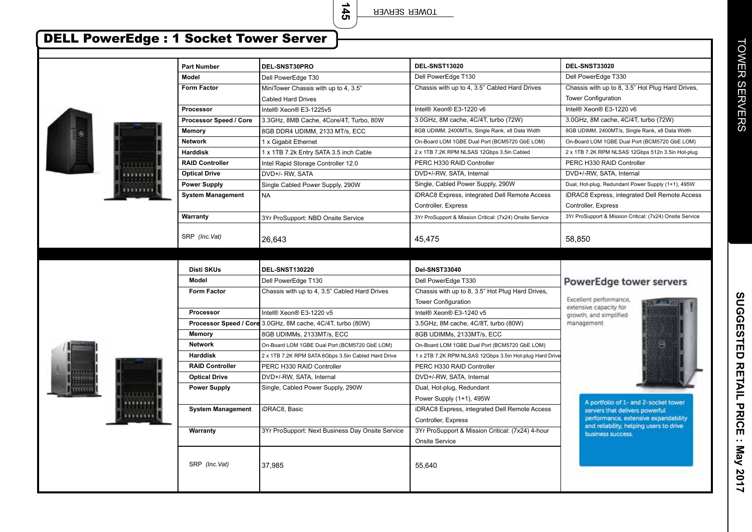# DELL PowerEdge : 1 Socket Tower Server

| Part Number | DEL-SNST30PRO | DEL-SNST13020 | DEL-SNST33020 |
|---|---|---|---|
| Model | Dell PowerEdge T30 | Dell PowerEdge T130 | Dell PowerEdge T330 |
| Form Factor | MiniTower Chassis with up to 4, 3.5" Cabled Hard Drives | Chassis with up to 4, 3.5" Cabled Hard Drives | Chassis with up to 8, 3.5" Hot Plug Hard Drives, Tower Configuration |
| Processor | Intel® Xeon® E3-1225v5 | Intel® Xeon® E3-1220 v6 | Intel® Xeon® E3-1220 v6 |
| Processor Speed / Core | 3.3GHz, 8MB Cache, 4Core/4T, Turbo, 80W | 3.0GHz, 8M cache, 4C/4T, turbo (72W) | 3.0GHz, 8M cache, 4C/4T, turbo (72W) |
| Memory | 8GB DDR4 UDIMM, 2133 MT/s, ECC | 8GB UDIMM, 2400MT/s, Single Rank, x8 Data Width | 8GB UDIMM, 2400MT/s, Single Rank, x8 Data Width |
| Network | 1 x Gigabit Ethernet | On-Board LOM 1GBE Dual Port (BCM5720 GbE LOM) | On-Board LOM 1GBE Dual Port (BCM5720 GbE LOM) |
| Harddisk | 1 x 1TB 7.2k Entry SATA 3.5 inch Cable | 2 x 1TB 7.2K RPM NLSAS 12Gbps 3.5in Cabled | 2 x 1TB 7.2K RPM NLSAS 12Gbps 512n 3.5in Hot-plug |
| RAID Controller | Intel Rapid Storage Controller 12.0 | PERC H330 RAID Controller | PERC H330 RAID Controller |
| Optical Drive | DVD+/- RW, SATA | DVD+/-RW, SATA, Internal | DVD+/-RW, SATA, Internal |
| Power Supply | Single Cabled Power Supply, 290W | Single, Cabled Power Supply, 290W | Dual, Hot-plug, Redundant Power Supply (1+1), 495W |
| System Management | NA | iDRAC8 Express, integrated Dell Remote Access Controller, Express | iDRAC8 Express, integrated Dell Remote Access Controller, Express |
| Warranty | 3Yr ProSupport: NBD Onsite Service | 3Yr ProSupport & Mission Critical: (7x24) Onsite Service | 3Yr ProSupport & Mission Critical: (7x24) Onsite Service |
| SRP *(Inc.Vat)* | 26,643 | 45,475 | 58,850 |

| Disti SKUs | DEL-SNST130220 | Del-SNST33040 |
|---|---|---|
| Model | Dell PowerEdge T130 | Dell PowerEdge T330 |
| Form Factor | Chassis with up to 4, 3.5" Cabled Hard Drives | Chassis with up to 8, 3.5" Hot Plug Hard Drives, Tower Configuration |
| Processor | Intel® Xeon® E3-1220 v5 | Intel® Xeon® E3-1240 v5 |
| Processor Speed / Core | 3.0GHz, 8M cache, 4C/4T, turbo (80W) | 3.5GHz, 8M cache, 4C/8T, turbo (80W) |
| Memory | 8GB UDIMMs, 2133MT/s, ECC | 8GB UDIMMs, 2133MT/s, ECC |
| Network | On-Board LOM 1GBE Dual Port (BCM5720 GbE LOM) | On-Board LOM 1GBE Dual Port (BCM5720 GbE LOM) |
| Harddisk | 2 x 1TB 7.2K RPM SATA 6Gbps 3.5in Cabled Hard Drive | 1 x 2TB 7.2K RPM NLSAS 12Gbps 3.5in Hot-plug Hard Drive |
| RAID Controller | PERC H330 RAID Controller | PERC H330 RAID Controller |
| Optical Drive | DVD+/-RW, SATA, Internal | DVD+/-RW, SATA, Internal |
| Power Supply | Single, Cabled Power Supply, 290W | Dual, Hot-plug, Redundant Power Supply (1+1), 495W |
| System Management | iDRAC8, Basic | iDRAC8 Express, integrated Dell Remote Access Controller, Express |
| Warranty | 3Yr ProSupport: Next Business Day Onsite Service | 3Yr ProSupport & Mission Critical: (7x24) 4-hour Onsite Service |
| SRP *(Inc.Vat)* | 37,985 | 55,640 |

**PowerEdge tower servers**

Excellent performance, extensive capacity for growth, and simplified management

A portfolio of 1- and 2-socket tower servers that delivers powerful performance, extensive expandability and reliability, helping users to drive business success.

SUGGESTED RETAIL PRICE : May 2017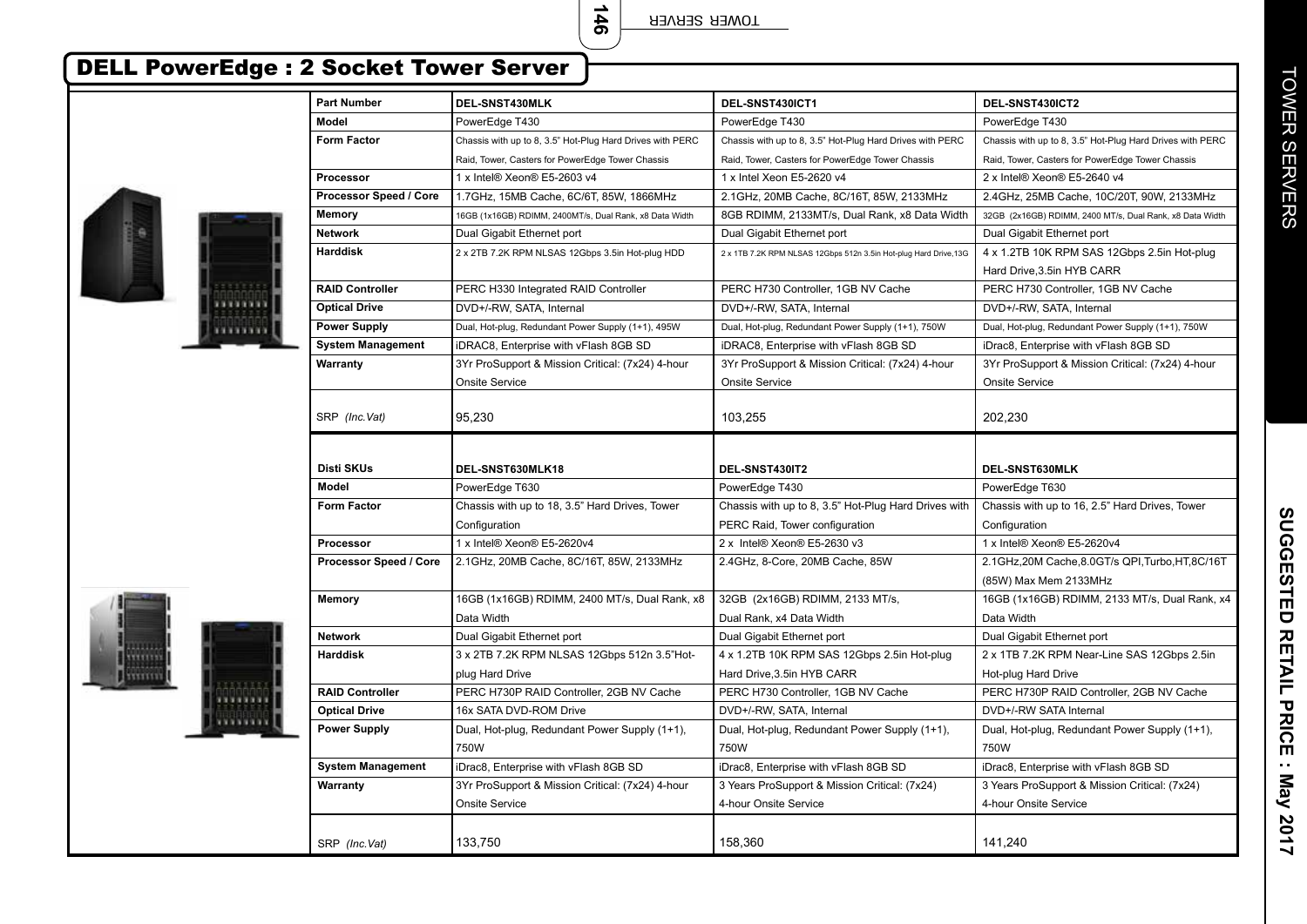# DELL PowerEdge : 2 Socket Tower Server

| Part Number | DEL-SNST430MLK | DEL-SNST430ICT1 | DEL-SNST430ICT2 |
|---|---|---|---|
| Model | PowerEdge T430 | PowerEdge T430 | PowerEdge T430 |
| Form Factor | Chassis with up to 8, 3.5” Hot-Plug Hard Drives with PERC Raid, Tower, Casters for PowerEdge Tower Chassis | Chassis with up to 8, 3.5” Hot-Plug Hard Drives with PERC Raid, Tower, Casters for PowerEdge Tower Chassis | Chassis with up to 8, 3.5” Hot-Plug Hard Drives with PERC Raid, Tower, Casters for PowerEdge Tower Chassis |
| Processor | 1 x Intel® Xeon® E5-2603 v4 | 1 x Intel Xeon E5-2620 v4 | 2 x Intel® Xeon® E5-2640 v4 |
| Processor Speed / Core | 1.7GHz, 15MB Cache, 6C/6T, 85W, 1866MHz | 2.1GHz, 20MB Cache, 8C/16T, 85W, 2133MHz | 2.4GHz, 25MB Cache, 10C/20T, 90W, 2133MHz |
| Memory | 16GB (1x16GB) RDIMM, 2400MT/s, Dual Rank, x8 Data Width | 8GB RDIMM, 2133MT/s, Dual Rank, x8 Data Width | 32GB (2x16GB) RDIMM, 2400 MT/s, Dual Rank, x8 Data Width |
| Network | Dual Gigabit Ethernet port | Dual Gigabit Ethernet port | Dual Gigabit Ethernet port |
| Harddisk | 2 x 2TB 7.2K RPM NLSAS 12Gbps 3.5in Hot-plug HDD | 2 x 1TB 7.2K RPM NLSAS 12Gbps 512n 3.5in Hot-plug Hard Drive,13G | 4 x 1.2TB 10K RPM SAS 12Gbps 2.5in Hot-plug Hard Drive,3.5in HYB CARR |
| RAID Controller | PERC H330 Integrated RAID Controller | PERC H730 Controller, 1GB NV Cache | PERC H730 Controller, 1GB NV Cache |
| Optical Drive | DVD+/-RW, SATA, Internal | DVD+/-RW, SATA, Internal | DVD+/-RW, SATA, Internal |
| Power Supply | Dual, Hot-plug, Redundant Power Supply (1+1), 495W | Dual, Hot-plug, Redundant Power Supply (1+1), 750W | Dual, Hot-plug, Redundant Power Supply (1+1), 750W |
| System Management | iDRAC8, Enterprise with vFlash 8GB SD | iDRAC8, Enterprise with vFlash 8GB SD | iDrac8, Enterprise with vFlash 8GB SD |
| Warranty | 3Yr ProSupport & Mission Critical: (7x24) 4-hour Onsite Service | 3Yr ProSupport & Mission Critical: (7x24) 4-hour Onsite Service | 3Yr ProSupport & Mission Critical: (7x24) 4-hour Onsite Service |
| SRP *(Inc.Vat)* | 95,230 | 103,255 | 202,230 |

| Disti SKUs | DEL-SNST630MLK18 | DEL-SNST430IT2 | DEL-SNST630MLK |
|---|---|---|---|
| Model | PowerEdge T630 | PowerEdge T430 | PowerEdge T630 |
| Form Factor | Chassis with up to 18, 3.5” Hard Drives, Tower Configuration | Chassis with up to 8, 3.5” Hot-Plug Hard Drives with PERC Raid, Tower configuration | Chassis with up to 16, 2.5” Hard Drives, Tower Configuration |
| Processor | 1 x Intel® Xeon® E5-2620v4 | 2 x Intel® Xeon® E5-2630 v3 | 1 x Intel® Xeon® E5-2620v4 |
| Processor Speed / Core | 2.1GHz, 20MB Cache, 8C/16T, 85W, 2133MHz | 2.4GHz, 8-Core, 20MB Cache, 85W | 2.1GHz,20M Cache,8.0GT/s QPI,Turbo,HT,8C/16T (85W) Max Mem 2133MHz |
| Memory | 16GB (1x16GB) RDIMM, 2400 MT/s, Dual Rank, x8 Data Width | 32GB (2x16GB) RDIMM, 2133 MT/s, Dual Rank, x4 Data Width | 16GB (1x16GB) RDIMM, 2133 MT/s, Dual Rank, x4 Data Width |
| Network | Dual Gigabit Ethernet port | Dual Gigabit Ethernet port | Dual Gigabit Ethernet port |
| Harddisk | 3 x 2TB 7.2K RPM NLSAS 12Gbps 512n 3.5”Hot-plug Hard Drive | 4 x 1.2TB 10K RPM SAS 12Gbps 2.5in Hot-plug Hard Drive,3.5in HYB CARR | 2 x 1TB 7.2K RPM Near-Line SAS 12Gbps 2.5in Hot-plug Hard Drive |
| RAID Controller | PERC H730P RAID Controller, 2GB NV Cache | PERC H730 Controller, 1GB NV Cache | PERC H730P RAID Controller, 2GB NV Cache |
| Optical Drive | 16x SATA DVD-ROM Drive | DVD+/-RW, SATA, Internal | DVD+/-RW SATA Internal |
| Power Supply | Dual, Hot-plug, Redundant Power Supply (1+1), 750W | Dual, Hot-plug, Redundant Power Supply (1+1), 750W | Dual, Hot-plug, Redundant Power Supply (1+1), 750W |
| System Management | iDrac8, Enterprise with vFlash 8GB SD | iDrac8, Enterprise with vFlash 8GB SD | iDrac8, Enterprise with vFlash 8GB SD |
| Warranty | 3Yr ProSupport & Mission Critical: (7x24) 4-hour Onsite Service | 3 Years ProSupport & Mission Critical: (7x24) 4-hour Onsite Service | 3 Years ProSupport & Mission Critical: (7x24) 4-hour Onsite Service |
| SRP *(Inc.Vat)* | 133,750 | 158,360 | 141,240 |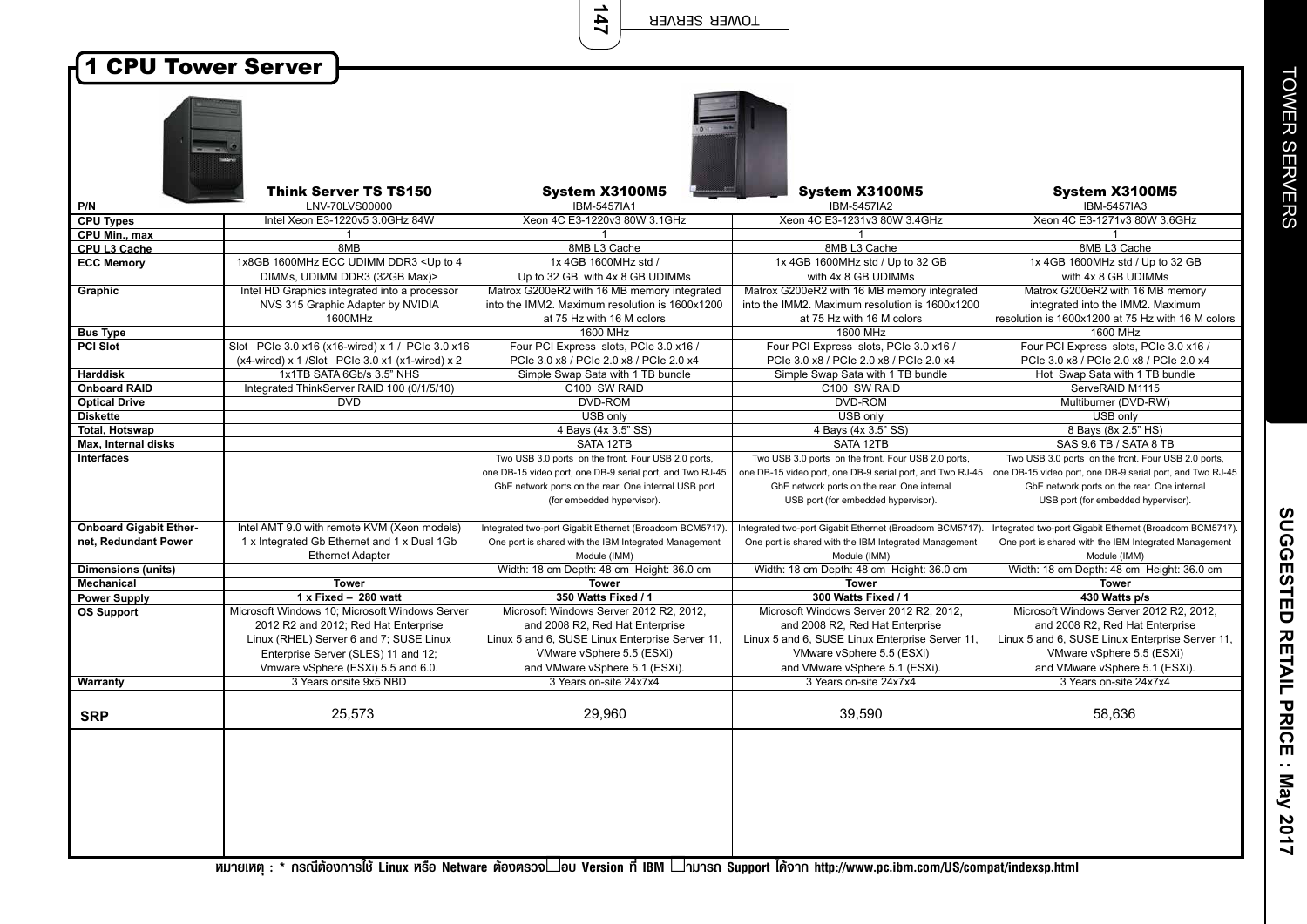# 1 CPU Tower Server

| | Think Server TS TS150 | System X3100M5 | System X3100M5 | System X3100M5 |
|---|---|---|---|---|
| **P/N** | LNV-70LVS00000 | IBM-5457IA1 | IBM-5457IA2 | IBM-5457IA3 |
| **CPU Types** | Intel Xeon E3-1220v5 3.0GHz 84W | Xeon 4C E3-1220v3 80W 3.1GHz | Xeon 4C E3-1231v3 80W 3.4GHz | Xeon 4C E3-1271v3 80W 3.6GHz |
| **CPU Min., max** | 1 | 1 | 1 | 1 |
| **CPU L3 Cache** | 8MB | 8MB L3 Cache | 8MB L3 Cache | 8MB L3 Cache |
| **ECC Memory** | 1x8GB 1600MHz ECC UDIMM DDR3 <Up to 4 DIMMs, UDIMM DDR3 (32GB Max)> | 1x 4GB 1600MHz std / Up to 32 GB with 4x 8 GB UDIMMs | 1x 4GB 1600MHz std / Up to 32 GB with 4x 8 GB UDIMMs | 1x 4GB 1600MHz std / Up to 32 GB with 4x 8 GB UDIMMs |
| **Graphic** | Intel HD Graphics integrated into a processor NVS 315 Graphic Adapter by NVIDIA 1600MHz | Matrox G200eR2 with 16 MB memory integrated into the IMM2. Maximum resolution is 1600x1200 at 75 Hz with 16 M colors | Matrox G200eR2 with 16 MB memory integrated into the IMM2. Maximum resolution is 1600x1200 at 75 Hz with 16 M colors | Matrox G200eR2 with 16 MB memory integrated into the IMM2. Maximum resolution is 1600x1200 at 75 Hz with 16 M colors |
| **Bus Type** | | 1600 MHz | 1600 MHz | 1600 MHz |
| **PCI Slot** | Slot PCIe 3.0 x16 (x16-wired) x 1 / PCIe 3.0 x16 (x4-wired) x 1 /Slot PCIe 3.0 x1 (x1-wired) x 2 | Four PCI Express slots, PCIe 3.0 x16 / PCIe 3.0 x8 / PCIe 2.0 x8 / PCIe 2.0 x4 | Four PCI Express slots, PCIe 3.0 x16 / PCIe 3.0 x8 / PCIe 2.0 x8 / PCIe 2.0 x4 | Four PCI Express slots, PCIe 3.0 x16 / PCIe 3.0 x8 / PCIe 2.0 x8 / PCIe 2.0 x4 |
| **Harddisk** | 1x1TB SATA 6Gb/s 3.5" NHS | Simple Swap Sata with 1 TB bundle | Simple Swap Sata with 1 TB bundle | Hot Swap Sata with 1 TB bundle |
| **Onboard RAID** | Integrated ThinkServer RAID 100 (0/1/5/10) | C100 SW RAID | C100 SW RAID | ServeRAID M1115 |
| **Optical Drive** | DVD | DVD-ROM | DVD-ROM | Multiburner (DVD-RW) |
| **Diskette** | | USB only | USB only | USB only |
| **Total, Hotswap** | | 4 Bays (4x 3.5" SS) | 4 Bays (4x 3.5" SS) | 8 Bays (8x 2.5" HS) |
| **Max, Internal disks** | | SATA 12TB | SATA 12TB | SAS 9.6 TB / SATA 8 TB |
| **Interfaces** | | Two USB 3.0 ports on the front. Four USB 2.0 ports, one DB-15 video port, one DB-9 serial port, and Two RJ-45 GbE network ports on the rear. One internal USB port (for embedded hypervisor). | Two USB 3.0 ports on the front. Four USB 2.0 ports, one DB-15 video port, one DB-9 serial port, and Two RJ-45 GbE network ports on the rear. One internal USB port (for embedded hypervisor). | Two USB 3.0 ports on the front. Four USB 2.0 ports, one DB-15 video port, one DB-9 serial port, and Two RJ-45 GbE network ports on the rear. One internal USB port (for embedded hypervisor). |
| **Onboard Gigabit Ether-net, Redundant Power** | Intel AMT 9.0 with remote KVM (Xeon models) 1 x Integrated Gb Ethernet and 1 x Dual 1Gb Ethernet Adapter | Integrated two-port Gigabit Ethernet (Broadcom BCM5717). One port is shared with the IBM Integrated Management Module (IMM) | Integrated two-port Gigabit Ethernet (Broadcom BCM5717). One port is shared with the IBM Integrated Management Module (IMM) | Integrated two-port Gigabit Ethernet (Broadcom BCM5717). One port is shared with the IBM Integrated Management Module (IMM) |
| **Dimensions (units)** | | Width: 18 cm Depth: 48 cm Height: 36.0 cm | Width: 18 cm Depth: 48 cm Height: 36.0 cm | Width: 18 cm Depth: 48 cm Height: 36.0 cm |
| **Mechanical** | **Tower** | **Tower** | **Tower** | **Tower** |
| **Power Supply** | **1 x Fixed – 280 watt** | **350 Watts Fixed / 1** | **300 Watts Fixed / 1** | **430 Watts p/s** |
| **OS Support** | Microsoft Windows 10; Microsoft Windows Server 2012 R2 and 2012; Red Hat Enterprise Linux (RHEL) Server 6 and 7; SUSE Linux Enterprise Server (SLES) 11 and 12; Vmware vSphere (ESXi) 5.5 and 6.0. | Microsoft Windows Server 2012 R2, 2012, and 2008 R2, Red Hat Enterprise Linux 5 and 6, SUSE Linux Enterprise Server 11, VMware vSphere 5.5 (ESXi) and VMware vSphere 5.1 (ESXi). | Microsoft Windows Server 2012 R2, 2012, and 2008 R2, Red Hat Enterprise Linux 5 and 6, SUSE Linux Enterprise Server 11, VMware vSphere 5.5 (ESXi) and VMware vSphere 5.1 (ESXi). | Microsoft Windows Server 2012 R2, 2012, and 2008 R2, Red Hat Enterprise Linux 5 and 6, SUSE Linux Enterprise Server 11, VMware vSphere 5.5 (ESXi) and VMware vSphere 5.1 (ESXi). |
| **Warranty** | 3 Years onsite 9x5 NBD | 3 Years on-site 24x7x4 | 3 Years on-site 24x7x4 | 3 Years on-site 24x7x4 |
| **SRP** | 25,573 | 29,960 | 39,590 | 58,636 |

หมายเหตุ : * กรณีต้องการใช้ Linux หรือ Netware ต้องตรวจสอบ Version ที่ IBM สามารถ Support ได้จาก http://www.pc.ibm.com/US/compat/indexsp.html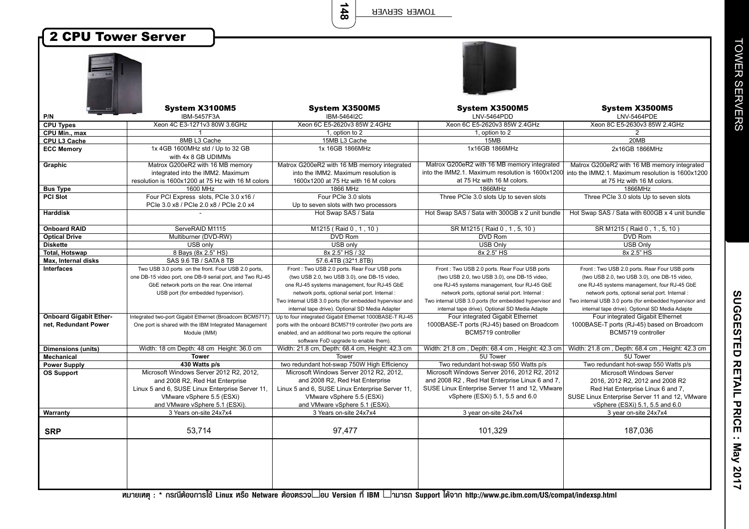## 2 CPU Tower Server

| P/N | System X3100M5<br>IBM-5457F3A | System X3500M5<br>IBM-5464I2C | System X3500M5<br>LNV-5464PDD | System X3500M5<br>LNV-5464PDE |
|---|---|---|---|---|
| CPU Types | Xeon 4C E3-1271v3 80W 3.6GHz | Xeon 6C E5-2620v3 85W 2.4GHz | Xeon 6C E5-2620v3 85W 2.4GHz | Xeon 8C E5-2630v3 85W 2.4GHz |
| CPU Min., max | 1 | 1, option to 2 | 1, option to 2 | 2 |
| CPU L3 Cache | 8MB L3 Cache | 15MB L3 Cache | 15MB | 20MB |
| ECC Memory | 1x 4GB 1600MHz std / Up to 32 GB with 4x 8 GB UDIMMs | 1x 16GB 1866MHz | 1x16GB 1866MHz | 2x16GB 1866MHz |
| Graphic | Matrox G200eR2 with 16 MB memory integrated into the IMM2. Maximum resolution is 1600x1200 at 75 Hz with 16 M colors | Matrox G200eR2 with 16 MB memory integrated into the IMM2. Maximum resolution is 1600x1200 at 75 Hz with 16 M colors | Matrox G200eR2 with 16 MB memory integrated into the IMM2.1. Maximum resolution is 1600x1200 at 75 Hz with 16 M colors. | Matrox G200eR2 with 16 MB memory integrated into the IMM2.1. Maximum resolution is 1600x1200 at 75 Hz with 16 M colors. |
| Bus Type | 1600 MHz | 1866 MHz | 1866MHz | 1866MHz |
| PCI Slot | Four PCI Express slots, PCIe 3.0 x16 / PCIe 3.0 x8 / PCIe 2.0 x8 / PCIe 2.0 x4 | Four PCIe 3.0 slots<br>Up to seven slots with two processors | Three PCIe 3.0 slots Up to seven slots | Three PCIe 3.0 slots Up to seven slots |
| Harddisk | - | Hot Swap SAS / Sata | Hot Swap SAS / Sata with 300GB x 2 unit bundle | Hot Swap SAS / Sata with 600GB x 4 unit bundle |
| Onboard RAID | ServeRAID M1115 | M1215 ( Raid 0 , 1 , 10 ) | SR M1215 ( Raid 0 , 1 , 5, 10 ) | SR M1215 ( Raid 0 , 1 , 5, 10 ) |
| Optical Drive | Multiburner (DVD-RW) | DVD Rom | DVD Rom | DVD Rom |
| Diskette | USB only | USB only | USB Only | USB Only |
| Total, Hotswap | 8 Bays (8x 2.5" HS) | 8x 2.5" HS / 32 | 8x 2.5" HS | 8x 2.5" HS |
| Max, Internal disks | SAS 9.6 TB / SATA 8 TB | 57.6.4TB (32*1.8TB) | | |
| Interfaces | Two USB 3.0 ports on the front. Four USB 2.0 ports, one DB-15 video port, one DB-9 serial port, and Two RJ-45 GbE network ports on the rear. One internal USB port (for embedded hypervisor). | Front : Two USB 2.0 ports. Rear Four USB ports (two USB 2.0, two USB 3.0), one DB-15 video, one RJ-45 systems management, four RJ-45 GbE network ports, optional serial port. Internal : Two internal USB 3.0 ports (for embedded hypervisor and internal tape drive). Optional SD Media Adapter | Front : Two USB 2.0 ports. Rear Four USB ports (two USB 2.0, two USB 3.0), one DB-15 video, one RJ-45 systems management, four RJ-45 GbE network ports, optional serial port. Internal : Two internal USB 3.0 ports (for embedded hypervisor and internal tape drive). Optional SD Media Adapte | Front : Two USB 2.0 ports. Rear Four USB ports (two USB 2.0, two USB 3.0), one DB-15 video, one RJ-45 systems management, four RJ-45 GbE network ports, optional serial port. Internal : Two internal USB 3.0 ports (for embedded hypervisor and internal tape drive). Optional SD Media Adapte |
| Onboard Gigabit Ethernet, Redundant Power | Integrated two-port Gigabit Ethernet (Broadcom BCM5717). One port is shared with the IBM Integrated Management Module (IMM) | Up to four integrated Gigabit Ethernet 1000BASE-T RJ-45 ports with the onboard BCM5719 controller (two ports are enabled, and an additional two ports require the optional software FoD upgrade to enable them). | Four integrated Gigabit Ethernet 1000BASE-T ports (RJ-45) based on Broadcom BCM5719 controller | Four integrated Gigabit Ethernet 1000BASE-T ports (RJ-45) based on Broadcom BCM5719 controller |
| Dimensions (units) | Width: 18 cm Depth: 48 cm Height: 36.0 cm | Width: 21.8 cm, Depth: 68.4 cm, Height: 42.3 cm | Width: 21.8 cm , Depth: 68.4 cm , Height: 42.3 cm | Width: 21.8 cm , Depth: 68.4 cm , Height: 42.3 cm |
| Mechanical | **Tower** | Tower | 5U Tower | 5U Tower |
| Power Supply | **430 Watts p/s** | two redundant hot-swap 750W High Efficiency | Two redundant hot-swap 550 Watts p/s | Two redundant hot-swap 550 Watts p/s |
| OS Support | Microsoft Windows Server 2012 R2, 2012, and 2008 R2, Red Hat Enterprise Linux 5 and 6, SUSE Linux Enterprise Server 11, VMware vSphere 5.5 (ESXi) and VMware vSphere 5.1 (ESXi). | Microsoft Windows Server 2012 R2, 2012, and 2008 R2, Red Hat Enterprise Linux 5 and 6, SUSE Linux Enterprise Server 11, VMware vSphere 5.5 (ESXi) and VMware vSphere 5.1 (ESXi). | Microsoft Windows Server 2016, 2012 R2, 2012 and 2008 R2 , Red Hat Enterprise Linux 6 and 7, SUSE Linux Enterprise Server 11 and 12, VMware vSphere (ESXi) 5.1, 5.5 and 6.0 | Microsoft Windows Server 2016, 2012 R2, 2012 and 2008 R2 Red Hat Enterprise Linux 6 and 7, SUSE Linux Enterprise Server 11 and 12, VMware vSphere (ESXi) 5.1, 5.5 and 6.0 |
| Warranty | 3 Years on-site 24x7x4 | 3 Years on-site 24x7x4 | 3 year on-site 24x7x4 | 3 year on-site 24x7x4 |
| **SRP** | 53,714 | 97,477 | 101,329 | 187,036 |

หมายเหตุ : * กรณีต้องการใช้ Linux หรือ Netware ต้องตรวจสอบ Version ที่ IBM สามารถ Support ได้จาก http://www.pc.ibm.com/US/compat/indexsp.html

TOWER SERVERS

SUGGESTED RETAIL PRICE : May 2017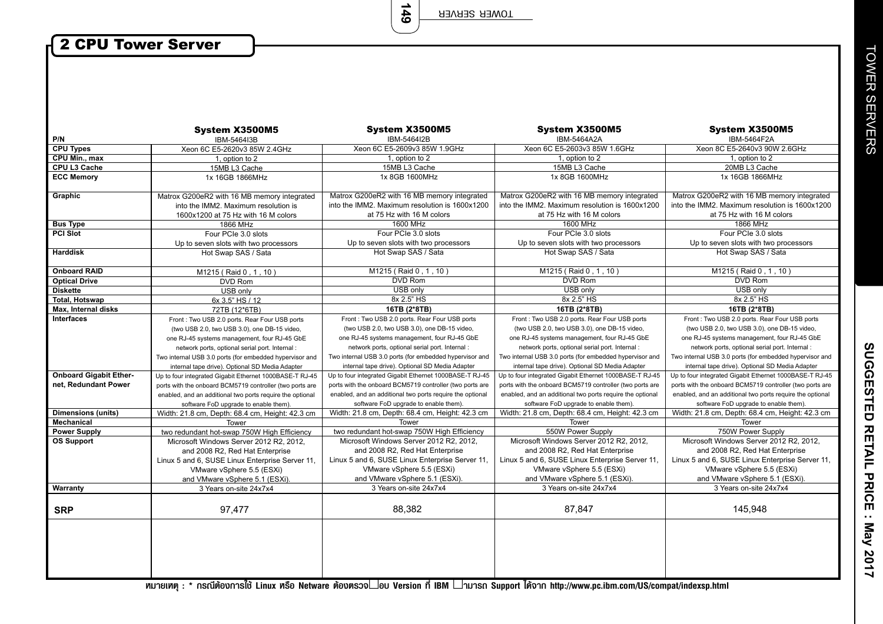## 2 CPU Tower Server

| P/N | System X3500M5 IBM-5464I3B | System X3500M5 IBM-5464I2B | System X3500M5 IBM-5464A2A | System X3500M5 IBM-5464F2A |
|---|---|---|---|---|
| **CPU Types** | Xeon 6C E5-2620v3 85W 2.4GHz | Xeon 6C E5-2609v3 85W 1.9GHz | Xeon 6C E5-2603v3 85W 1.6GHz | Xeon 8C E5-2640v3 90W 2.6GHz |
| **CPU Min., max** | 1, option to 2 | 1, option to 2 | 1, option to 2 | 1, option to 2 |
| **CPU L3 Cache** | 15MB L3 Cache | 15MB L3 Cache | 15MB L3 Cache | 20MB L3 Cache |
| **ECC Memory** | 1x 16GB 1866MHz | 1x 8GB 1600MHz | 1x 8GB 1600MHz | 1x 16GB 1866MHz |
| **Graphic** | Matrox G200eR2 with 16 MB memory integrated into the IMM2. Maximum resolution is 1600x1200 at 75 Hz with 16 M colors | Matrox G200eR2 with 16 MB memory integrated into the IMM2. Maximum resolution is 1600x1200 at 75 Hz with 16 M colors | Matrox G200eR2 with 16 MB memory integrated into the IMM2. Maximum resolution is 1600x1200 at 75 Hz with 16 M colors | Matrox G200eR2 with 16 MB memory integrated into the IMM2. Maximum resolution is 1600x1200 at 75 Hz with 16 M colors |
| **Bus Type** | 1866 MHz | 1600 MHz | 1600 MHz | 1866 MHz |
| **PCI Slot** | Four PCIe 3.0 slots Up to seven slots with two processors | Four PCIe 3.0 slots Up to seven slots with two processors | Four PCIe 3.0 slots Up to seven slots with two processors | Four PCIe 3.0 slots Up to seven slots with two processors |
| **Harddisk** | Hot Swap SAS / Sata | Hot Swap SAS / Sata | Hot Swap SAS / Sata | Hot Swap SAS / Sata |
| **Onboard RAID** | M1215 ( Raid 0 , 1 , 10 ) | M1215 ( Raid 0 , 1 , 10 ) | M1215 ( Raid 0 , 1 , 10 ) | M1215 ( Raid 0 , 1 , 10 ) |
| **Optical Drive** | DVD Rom | DVD Rom | DVD Rom | DVD Rom |
| **Diskette** | USB only | USB only | USB only | USB only |
| **Total, Hotswap** | 6x 3.5" HS / 12 | 8x 2.5" HS | 8x 2.5" HS | 8x 2.5" HS |
| **Max, Internal disks** | 72TB (12*6TB) | **16TB (2*8TB)** | **16TB (2*8TB)** | **16TB (2*8TB)** |
| **Interfaces** | Front : Two USB 2.0 ports. Rear Four USB ports (two USB 2.0, two USB 3.0), one DB-15 video, one RJ-45 systems management, four RJ-45 GbE network ports, optional serial port. Internal : Two internal USB 3.0 ports (for embedded hypervisor and internal tape drive). Optional SD Media Adapter | Front : Two USB 2.0 ports. Rear Four USB ports (two USB 2.0, two USB 3.0), one DB-15 video, one RJ-45 systems management, four RJ-45 GbE network ports, optional serial port. Internal : Two internal USB 3.0 ports (for embedded hypervisor and internal tape drive). Optional SD Media Adapter | Front : Two USB 2.0 ports. Rear Four USB ports (two USB 2.0, two USB 3.0), one DB-15 video, one RJ-45 systems management, four RJ-45 GbE network ports, optional serial port. Internal : Two internal USB 3.0 ports (for embedded hypervisor and internal tape drive). Optional SD Media Adapter | Front : Two USB 2.0 ports. Rear Four USB ports (two USB 2.0, two USB 3.0), one DB-15 video, one RJ-45 systems management, four RJ-45 GbE network ports, optional serial port. Internal : Two internal USB 3.0 ports (for embedded hypervisor and internal tape drive). Optional SD Media Adapter |
| **Onboard Gigabit Ether-net, Redundant Power** | Up to four integrated Gigabit Ethernet 1000BASE-T RJ-45 ports with the onboard BCM5719 controller (two ports are enabled, and an additional two ports require the optional software FoD upgrade to enable them). | Up to four integrated Gigabit Ethernet 1000BASE-T RJ-45 ports with the onboard BCM5719 controller (two ports are enabled, and an additional two ports require the optional software FoD upgrade to enable them). | Up to four integrated Gigabit Ethernet 1000BASE-T RJ-45 ports with the onboard BCM5719 controller (two ports are enabled, and an additional two ports require the optional software FoD upgrade to enable them). | Up to four integrated Gigabit Ethernet 1000BASE-T RJ-45 ports with the onboard BCM5719 controller (two ports are enabled, and an additional two ports require the optional software FoD upgrade to enable them). |
| **Dimensions (units)** | Width: 21.8 cm, Depth: 68.4 cm, Height: 42.3 cm | Width: 21.8 cm, Depth: 68.4 cm, Height: 42.3 cm | Width: 21.8 cm, Depth: 68.4 cm, Height: 42.3 cm | Width: 21.8 cm, Depth: 68.4 cm, Height: 42.3 cm |
| **Mechanical** | Tower | Tower | Tower | Tower |
| **Power Supply** | two redundant hot-swap 750W High Efficiency | two redundant hot-swap 750W High Efficiency | 550W Power Supply | 750W Power Supply |
| **OS Support** | Microsoft Windows Server 2012 R2, 2012, and 2008 R2, Red Hat Enterprise Linux 5 and 6, SUSE Linux Enterprise Server 11, VMware vSphere 5.5 (ESXi) and VMware vSphere 5.1 (ESXi). | Microsoft Windows Server 2012 R2, 2012, and 2008 R2, Red Hat Enterprise Linux 5 and 6, SUSE Linux Enterprise Server 11, VMware vSphere 5.5 (ESXi) and VMware vSphere 5.1 (ESXi). | Microsoft Windows Server 2012 R2, 2012, and 2008 R2, Red Hat Enterprise Linux 5 and 6, SUSE Linux Enterprise Server 11, VMware vSphere 5.5 (ESXi) and VMware vSphere 5.1 (ESXi). | Microsoft Windows Server 2012 R2, 2012, and 2008 R2, Red Hat Enterprise Linux 5 and 6, SUSE Linux Enterprise Server 11, VMware vSphere 5.5 (ESXi) and VMware vSphere 5.1 (ESXi). |
| **Warranty** | 3 Years on-site 24x7x4 | 3 Years on-site 24x7x4 | 3 Years on-site 24x7x4 | 3 Years on-site 24x7x4 |
| **SRP** | 97,477 | 88,382 | 87,847 | 145,948 |

หมายเหตุ : * กรณีต้องการใช้ Linux หรือ Netware ต้องตรวจสอบ Version ที่ IBM สามารถ Support ได้จาก http://www.pc.ibm.com/US/compat/indexsp.html

TOWER SERVERS

**SUGGESTED RETAIL PRICE : May 2017**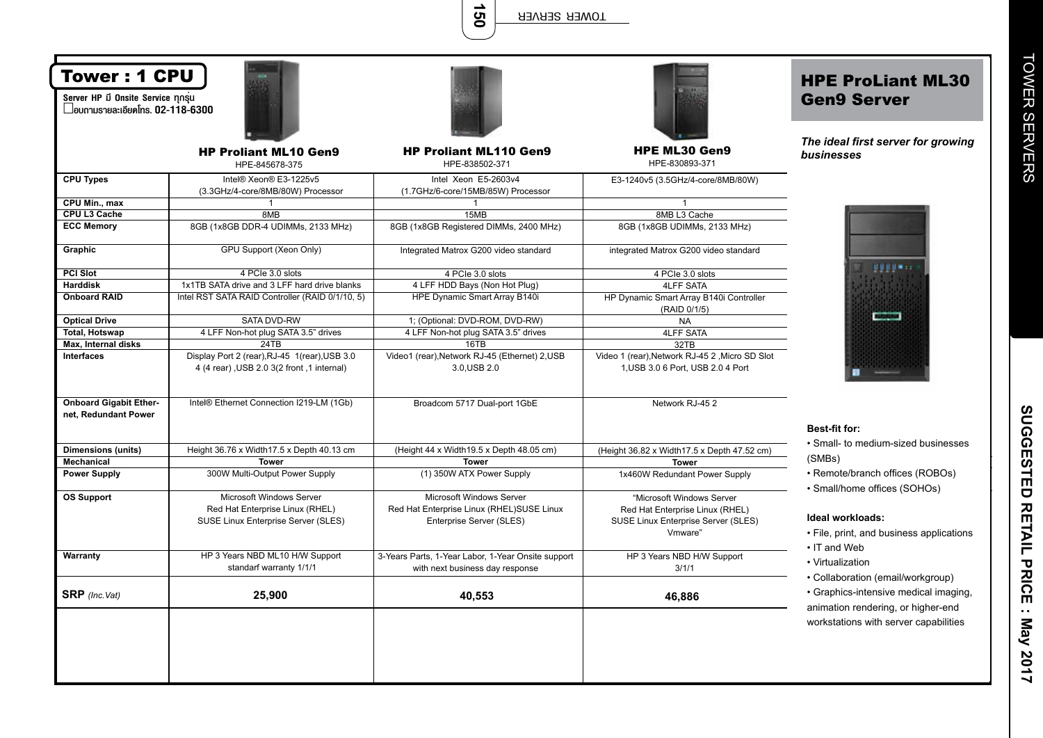## Tower : 1 CPU

**Server HP มี Onsite Service ทุกรุ่น**
**สอบถามรายละเอียดโทร. 02-118-6300**

| | **HP Proliant ML10 Gen9** HPE-845678-375 | **HP Proliant ML110 Gen9** HPE-838502-371 | **HPE ML30 Gen9** HPE-830893-371 |
|---|---|---|---|
| **CPU Types** | Intel® Xeon® E3-1225v5 (3.3GHz/4-core/8MB/80W) Processor | Intel Xeon E5-2603v4 (1.7GHz/6-core/15MB/85W) Processor | E3-1240v5 (3.5GHz/4-core/8MB/80W) |
| **CPU Min., max** | 1 | 1 | 1 |
| **CPU L3 Cache** | 8MB | 15MB | 8MB L3 Cache |
| **ECC Memory** | 8GB (1x8GB DDR-4 UDIMMs, 2133 MHz) | 8GB (1x8GB Registered DIMMs, 2400 MHz) | 8GB (1x8GB UDIMMs, 2133 MHz) |
| **Graphic** | GPU Support (Xeon Only) | Integrated Matrox G200 video standard | integrated Matrox G200 video standard |
| **PCI Slot** | 4 PCIe 3.0 slots | 4 PCIe 3.0 slots | 4 PCIe 3.0 slots |
| **Harddisk** | 1x1TB SATA drive and 3 LFF hard drive blanks | 4 LFF HDD Bays (Non Hot Plug) | 4LFF SATA |
| **Onboard RAID** | Intel RST SATA RAID Controller (RAID 0/1/10, 5) | HPE Dynamic Smart Array B140i | HP Dynamic Smart Array B140i Controller (RAID 0/1/5) |
| **Optical Drive** | SATA DVD-RW | 1; (Optional: DVD-ROM, DVD-RW) | NA |
| **Total, Hotswap** | 4 LFF Non-hot plug SATA 3.5" drives | 4 LFF Non-hot plug SATA 3.5" drives | 4LFF SATA |
| **Max, Internal disks** | 24TB | 16TB | 32TB |
| **Interfaces** | Display Port 2 (rear),RJ-45 1(rear),USB 3.0 4 (4 rear) ,USB 2.0 3(2 front ,1 internal) | Video1 (rear),Network RJ-45 (Ethernet) 2,USB 3.0,USB 2.0 | Video 1 (rear),Network RJ-45 2 ,Micro SD Slot 1,USB 3.0 6 Port, USB 2.0 4 Port |
| **Onboard Gigabit Ethernet, Redundant Power** | Intel® Ethernet Connection I219-LM (1Gb) | Broadcom 5717 Dual-port 1GbE | Network RJ-45 2 |
| **Dimensions (units)** | Height 36.76 x Width17.5 x Depth 40.13 cm | (Height 44 x Width19.5 x Depth 48.05 cm) | (Height 36.82 x Width17.5 x Depth 47.52 cm) |
| **Mechanical** | **Tower** | **Tower** | **Tower** |
| **Power Supply** | 300W Multi-Output Power Supply | (1) 350W ATX Power Supply | 1x460W Redundant Power Supply |
| **OS Support** | Microsoft Windows Server Red Hat Enterprise Linux (RHEL) SUSE Linux Enterprise Server (SLES) | Microsoft Windows Server Red Hat Enterprise Linux (RHEL)SUSE Linux Enterprise Server (SLES) | "Microsoft Windows Server Red Hat Enterprise Linux (RHEL) SUSE Linux Enterprise Server (SLES) Vmware" |
| **Warranty** | HP 3 Years NBD ML10 H/W Support standarf warranty 1/1/1 | 3-Years Parts, 1-Year Labor, 1-Year Onsite support with next business day response | HP 3 Years NBD H/W Support 3/1/1 |
| **SRP** *(Inc.Vat)* | **25,900** | **40,553** | **46,886** |

## HPE ProLiant ML30 Gen9 Server

***The ideal first server for growing businesses***

**Best-fit for:**

- Small- to medium-sized businesses (SMBs)
- Remote/branch offices (ROBOs)
- Small/home offices (SOHOs)

**Ideal workloads:**

- File, print, and business applications
- IT and Web
- Virtualization
- Collaboration (email/workgroup)
- Graphics-intensive medical imaging, animation rendering, or higher-end workstations with server capabilities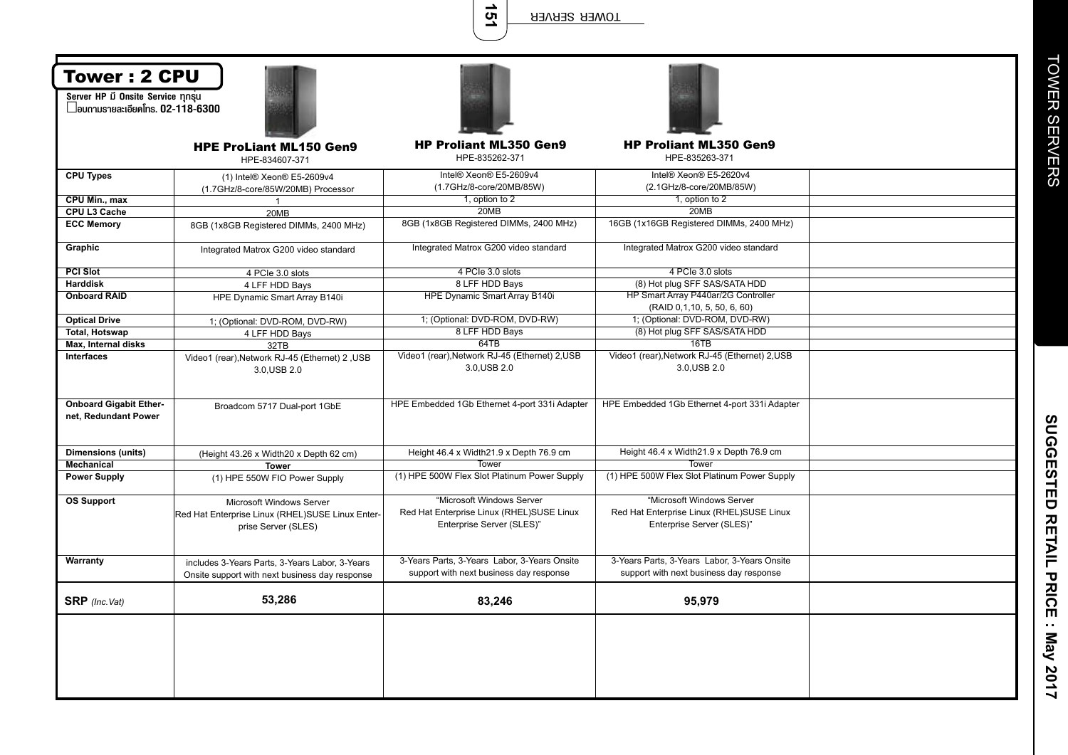# Tower : 2 CPU

**Server HP มี Onsite Service ทุกรุ่น**
**□อบถามรายละเอียดโทร. 02-118-6300**

| | HPE ProLiant ML150 Gen9<br>HPE-834607-371 | HP Proliant ML350 Gen9<br>HPE-835262-371 | HP Proliant ML350 Gen9<br>HPE-835263-371 | |
|---|---|---|---|---|
| **CPU Types** | (1) Intel® Xeon® E5-2609v4 (1.7GHz/8-core/85W/20MB) Processor | Intel® Xeon® E5-2609v4 (1.7GHz/8-core/20MB/85W) | Intel® Xeon® E5-2620v4 (2.1GHz/8-core/20MB/85W) | |
| **CPU Min., max** | 1 | 1, option to 2 | 1, option to 2 | |
| **CPU L3 Cache** | 20MB | 20MB | 20MB | |
| **ECC Memory** | 8GB (1x8GB Registered DIMMs, 2400 MHz) | 8GB (1x8GB Registered DIMMs, 2400 MHz) | 16GB (1x16GB Registered DIMMs, 2400 MHz) | |
| **Graphic** | Integrated Matrox G200 video standard | Integrated Matrox G200 video standard | Integrated Matrox G200 video standard | |
| **PCI Slot** | 4 PCIe 3.0 slots | 4 PCIe 3.0 slots | 4 PCIe 3.0 slots | |
| **Harddisk** | 4 LFF HDD Bays | 8 LFF HDD Bays | (8) Hot plug SFF SAS/SATA HDD | |
| **Onboard RAID** | HPE Dynamic Smart Array B140i | HPE Dynamic Smart Array B140i | HP Smart Array P440ar/2G Controller (RAID 0,1,10, 5, 50, 6, 60) | |
| **Optical Drive** | 1; (Optional: DVD-ROM, DVD-RW) | 1; (Optional: DVD-ROM, DVD-RW) | 1; (Optional: DVD-ROM, DVD-RW) | |
| **Total, Hotswap** | 4 LFF HDD Bays | 8 LFF HDD Bays | (8) Hot plug SFF SAS/SATA HDD | |
| **Max, Internal disks** | 32TB | 64TB | 16TB | |
| **Interfaces** | Video1 (rear),Network RJ-45 (Ethernet) 2 ,USB 3.0,USB 2.0 | Video1 (rear),Network RJ-45 (Ethernet) 2,USB 3.0,USB 2.0 | Video1 (rear),Network RJ-45 (Ethernet) 2,USB 3.0,USB 2.0 | |
| **Onboard Gigabit Ethernet, Redundant Power** | Broadcom 5717 Dual-port 1GbE | HPE Embedded 1Gb Ethernet 4-port 331i Adapter | HPE Embedded 1Gb Ethernet 4-port 331i Adapter | |
| **Dimensions (units)** | (Height 43.26 x Width20 x Depth 62 cm) | Height 46.4 x Width21.9 x Depth 76.9 cm | Height 46.4 x Width21.9 x Depth 76.9 cm | |
| **Mechanical** | **Tower** | Tower | Tower | |
| **Power Supply** | (1) HPE 550W FIO Power Supply | (1) HPE 500W Flex Slot Platinum Power Supply | (1) HPE 500W Flex Slot Platinum Power Supply | |
| **OS Support** | Microsoft Windows Server Red Hat Enterprise Linux (RHEL)SUSE Linux Enterprise Server (SLES) | "Microsoft Windows Server Red Hat Enterprise Linux (RHEL)SUSE Linux Enterprise Server (SLES)" | "Microsoft Windows Server Red Hat Enterprise Linux (RHEL)SUSE Linux Enterprise Server (SLES)" | |
| **Warranty** | includes 3-Years Parts, 3-Years Labor, 3-Years Onsite support with next business day response | 3-Years Parts, 3-Years Labor, 3-Years Onsite support with next business day response | 3-Years Parts, 3-Years Labor, 3-Years Onsite support with next business day response | |
| **SRP** *(Inc.Vat)* | **53,286** | **83,246** | **95,979** | |